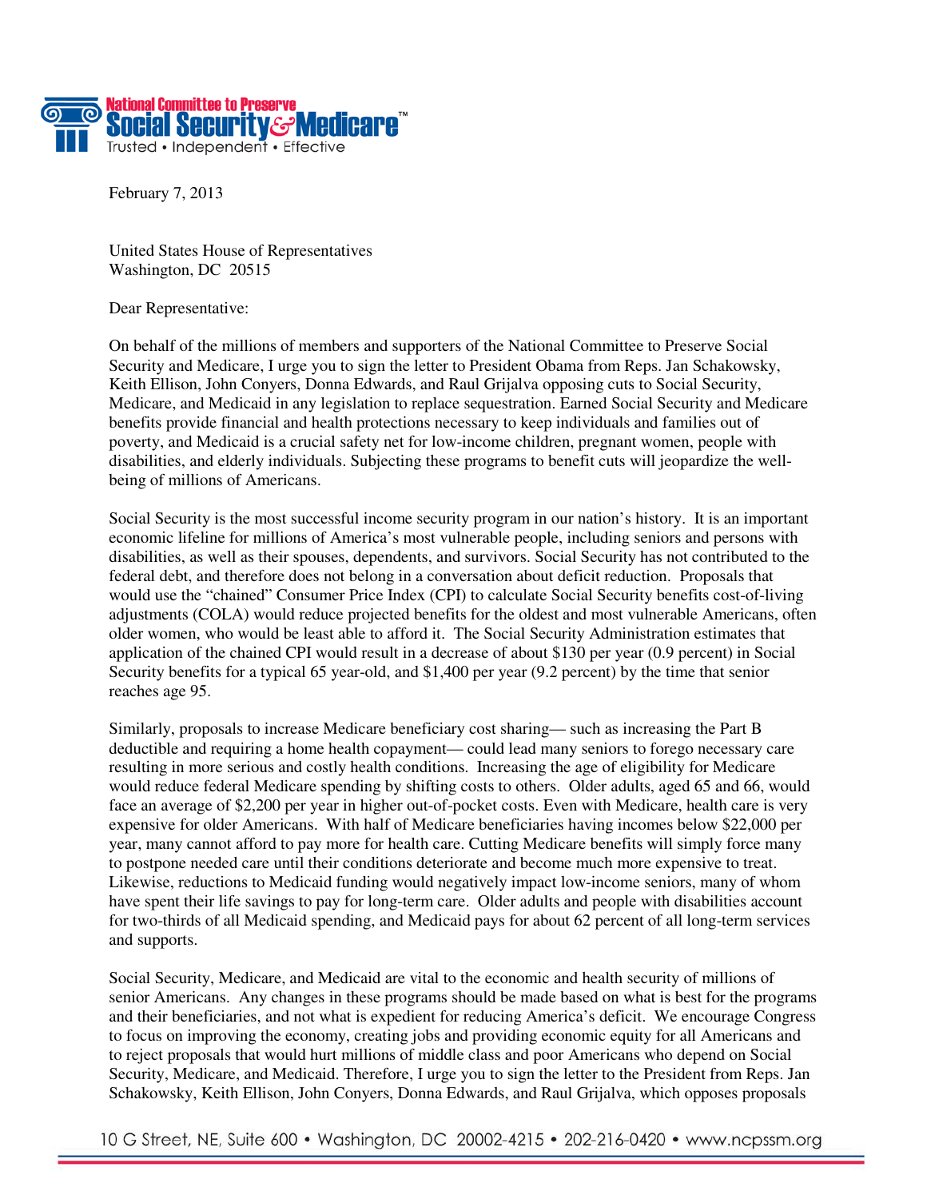National Committee to Preserve Social Security & Medicare™
Trusted • Independent • Effective

February 7, 2013

United States House of Representatives
Washington, DC 20515

Dear Representative:

On behalf of the millions of members and supporters of the National Committee to Preserve Social Security and Medicare, I urge you to sign the letter to President Obama from Reps. Jan Schakowsky, Keith Ellison, John Conyers, Donna Edwards, and Raul Grijalva opposing cuts to Social Security, Medicare, and Medicaid in any legislation to replace sequestration. Earned Social Security and Medicare benefits provide financial and health protections necessary to keep individuals and families out of poverty, and Medicaid is a crucial safety net for low-income children, pregnant women, people with disabilities, and elderly individuals. Subjecting these programs to benefit cuts will jeopardize the well-being of millions of Americans.

Social Security is the most successful income security program in our nation's history. It is an important economic lifeline for millions of America's most vulnerable people, including seniors and persons with disabilities, as well as their spouses, dependents, and survivors. Social Security has not contributed to the federal debt, and therefore does not belong in a conversation about deficit reduction. Proposals that would use the "chained" Consumer Price Index (CPI) to calculate Social Security benefits cost-of-living adjustments (COLA) would reduce projected benefits for the oldest and most vulnerable Americans, often older women, who would be least able to afford it. The Social Security Administration estimates that application of the chained CPI would result in a decrease of about $130 per year (0.9 percent) in Social Security benefits for a typical 65 year-old, and $1,400 per year (9.2 percent) by the time that senior reaches age 95.

Similarly, proposals to increase Medicare beneficiary cost sharing— such as increasing the Part B deductible and requiring a home health copayment— could lead many seniors to forego necessary care resulting in more serious and costly health conditions. Increasing the age of eligibility for Medicare would reduce federal Medicare spending by shifting costs to others. Older adults, aged 65 and 66, would face an average of $2,200 per year in higher out-of-pocket costs. Even with Medicare, health care is very expensive for older Americans. With half of Medicare beneficiaries having incomes below $22,000 per year, many cannot afford to pay more for health care. Cutting Medicare benefits will simply force many to postpone needed care until their conditions deteriorate and become much more expensive to treat. Likewise, reductions to Medicaid funding would negatively impact low-income seniors, many of whom have spent their life savings to pay for long-term care. Older adults and people with disabilities account for two-thirds of all Medicaid spending, and Medicaid pays for about 62 percent of all long-term services and supports.

Social Security, Medicare, and Medicaid are vital to the economic and health security of millions of senior Americans. Any changes in these programs should be made based on what is best for the programs and their beneficiaries, and not what is expedient for reducing America's deficit. We encourage Congress to focus on improving the economy, creating jobs and providing economic equity for all Americans and to reject proposals that would hurt millions of middle class and poor Americans who depend on Social Security, Medicare, and Medicaid. Therefore, I urge you to sign the letter to the President from Reps. Jan Schakowsky, Keith Ellison, John Conyers, Donna Edwards, and Raul Grijalva, which opposes proposals

10 G Street, NE, Suite 600 • Washington, DC 20002-4215 • 202-216-0420 • www.ncpssm.org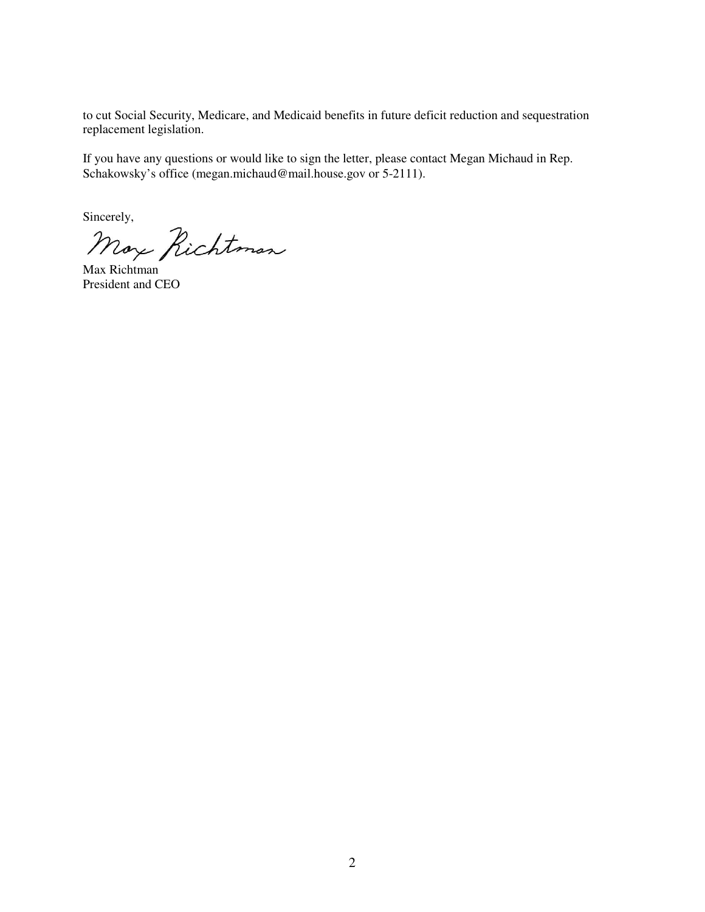to cut Social Security, Medicare, and Medicaid benefits in future deficit reduction and sequestration replacement legislation.

If you have any questions or would like to sign the letter, please contact Megan Michaud in Rep. Schakowsky's office (megan.michaud@mail.house.gov or 5-2111).

Sincerely,

Max Richtman

Max Richtman
President and CEO